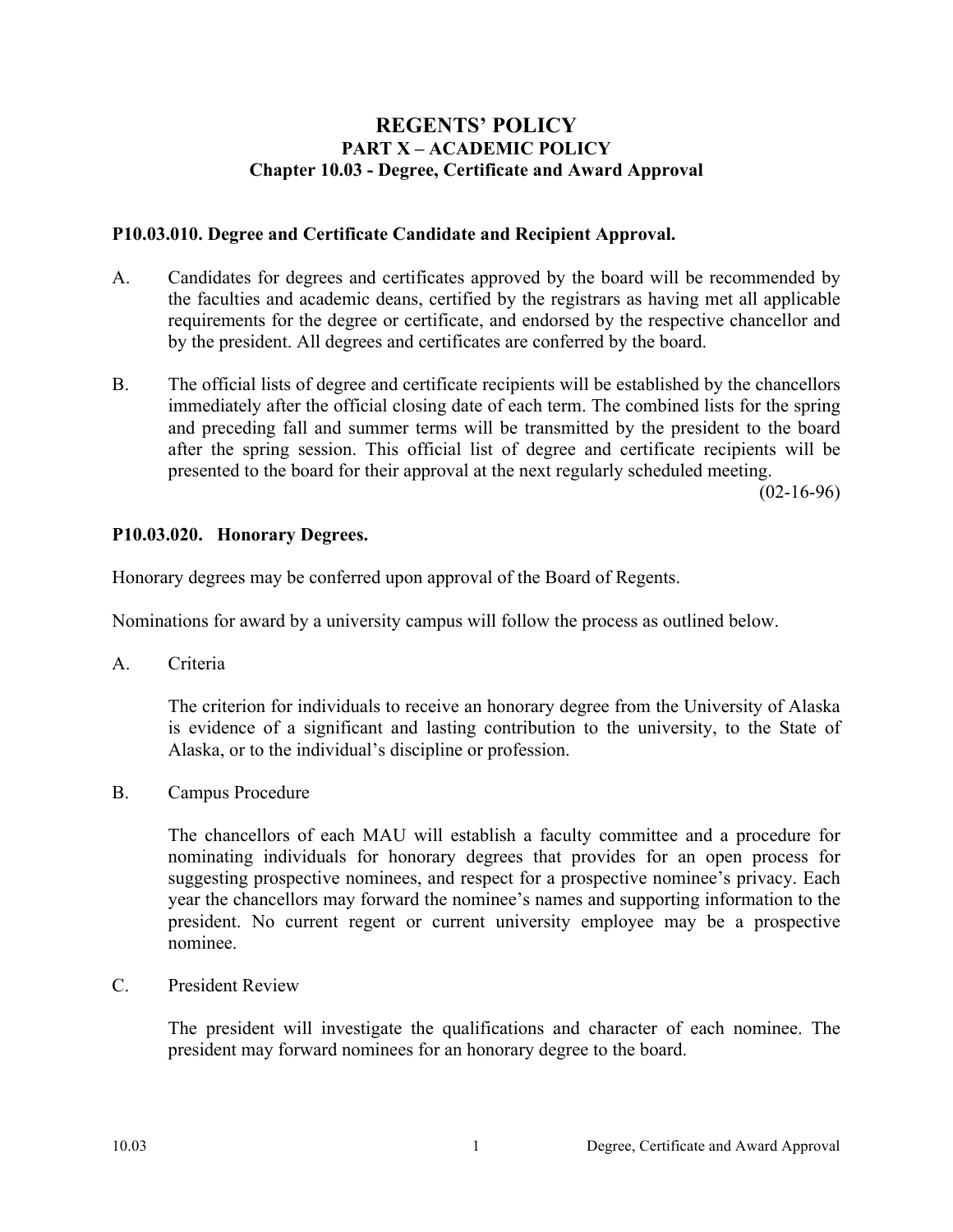# REGENTS' POLICY
## PART X – ACADEMIC POLICY
## Chapter 10.03 - Degree, Certificate and Award Approval

### P10.03.010. Degree and Certificate Candidate and Recipient Approval.

A. Candidates for degrees and certificates approved by the board will be recommended by the faculties and academic deans, certified by the registrars as having met all applicable requirements for the degree or certificate, and endorsed by the respective chancellor and by the president. All degrees and certificates are conferred by the board.

B. The official lists of degree and certificate recipients will be established by the chancellors immediately after the official closing date of each term. The combined lists for the spring and preceding fall and summer terms will be transmitted by the president to the board after the spring session. This official list of degree and certificate recipients will be presented to the board for their approval at the next regularly scheduled meeting.

(02-16-96)

### P10.03.020. Honorary Degrees.

Honorary degrees may be conferred upon approval of the Board of Regents.

Nominations for award by a university campus will follow the process as outlined below.

A. Criteria

The criterion for individuals to receive an honorary degree from the University of Alaska is evidence of a significant and lasting contribution to the university, to the State of Alaska, or to the individual's discipline or profession.

B. Campus Procedure

The chancellors of each MAU will establish a faculty committee and a procedure for nominating individuals for honorary degrees that provides for an open process for suggesting prospective nominees, and respect for a prospective nominee's privacy. Each year the chancellors may forward the nominee's names and supporting information to the president. No current regent or current university employee may be a prospective nominee.

C. President Review

The president will investigate the qualifications and character of each nominee. The president may forward nominees for an honorary degree to the board.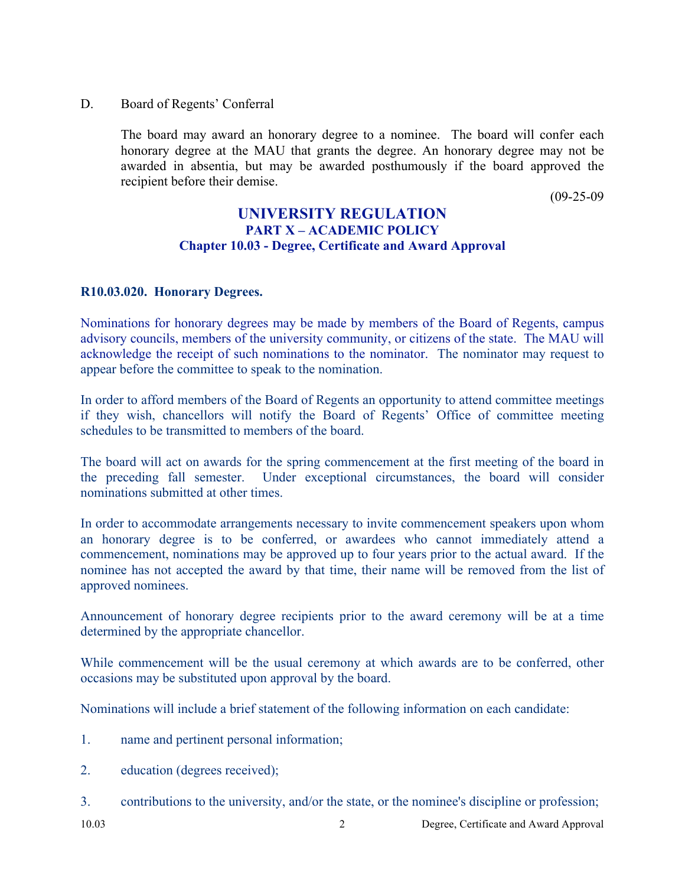D. Board of Regents' Conferral

The board may award an honorary degree to a nominee. The board will confer each honorary degree at the MAU that grants the degree. An honorary degree may not be awarded in absentia, but may be awarded posthumously if the board approved the recipient before their demise.

(09-25-09

## UNIVERSITY REGULATION
### PART X – ACADEMIC POLICY
### Chapter 10.03 - Degree, Certificate and Award Approval

**R10.03.020. Honorary Degrees.**

Nominations for honorary degrees may be made by members of the Board of Regents, campus advisory councils, members of the university community, or citizens of the state. The MAU will acknowledge the receipt of such nominations to the nominator. The nominator may request to appear before the committee to speak to the nomination.

In order to afford members of the Board of Regents an opportunity to attend committee meetings if they wish, chancellors will notify the Board of Regents' Office of committee meeting schedules to be transmitted to members of the board.

The board will act on awards for the spring commencement at the first meeting of the board in the preceding fall semester. Under exceptional circumstances, the board will consider nominations submitted at other times.

In order to accommodate arrangements necessary to invite commencement speakers upon whom an honorary degree is to be conferred, or awardees who cannot immediately attend a commencement, nominations may be approved up to four years prior to the actual award. If the nominee has not accepted the award by that time, their name will be removed from the list of approved nominees.

Announcement of honorary degree recipients prior to the award ceremony will be at a time determined by the appropriate chancellor.

While commencement will be the usual ceremony at which awards are to be conferred, other occasions may be substituted upon approval by the board.

Nominations will include a brief statement of the following information on each candidate:

1. name and pertinent personal information;

2. education (degrees received);

3. contributions to the university, and/or the state, or the nominee's discipline or profession;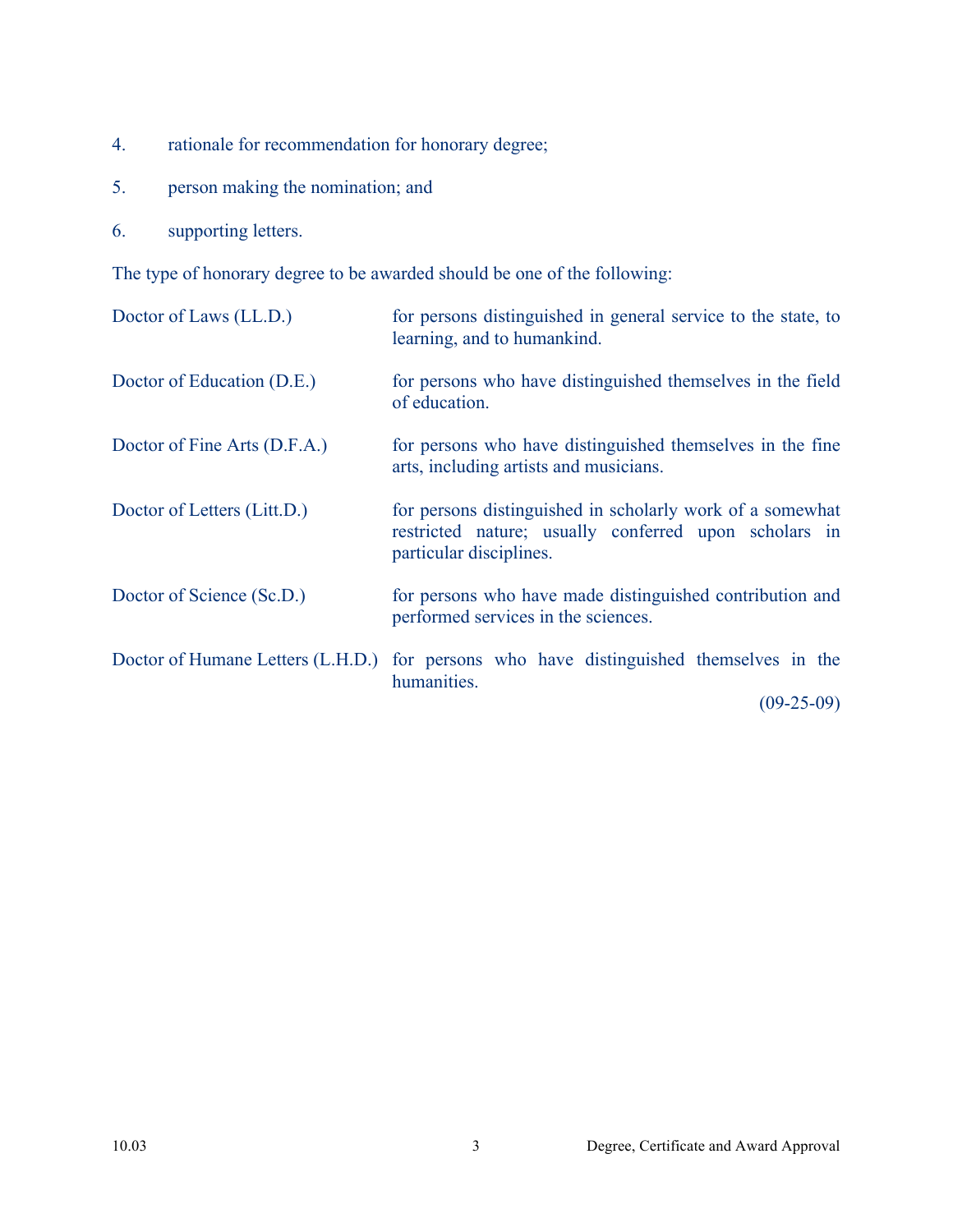4. rationale for recommendation for honorary degree;

5. person making the nomination; and

6. supporting letters.

The type of honorary degree to be awarded should be one of the following:

| | |
|---|---|
| Doctor of Laws (LL.D.) | for persons distinguished in general service to the state, to learning, and to humankind. |
| Doctor of Education (D.E.) | for persons who have distinguished themselves in the field of education. |
| Doctor of Fine Arts (D.F.A.) | for persons who have distinguished themselves in the fine arts, including artists and musicians. |
| Doctor of Letters (Litt.D.) | for persons distinguished in scholarly work of a somewhat restricted nature; usually conferred upon scholars in particular disciplines. |
| Doctor of Science (Sc.D.) | for persons who have made distinguished contribution and performed services in the sciences. |
| Doctor of Humane Letters (L.H.D.) | for persons who have distinguished themselves in the humanities. |

(09-25-09)